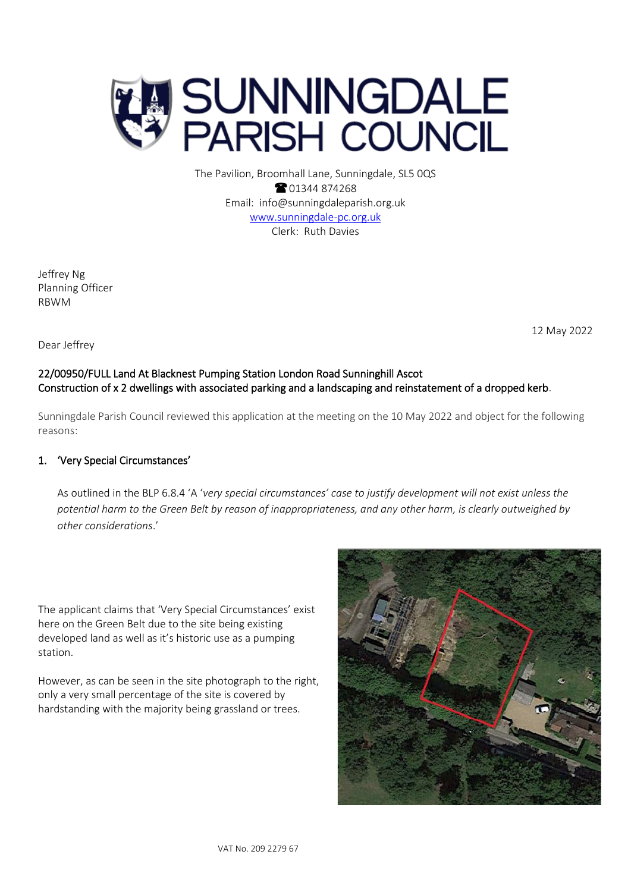# SUNNINGDALE PARISH COUNCIL

The Pavilion, Broomhall Lane, Sunningdale, SL5 0QS
☎ 01344 874268
Email: info@sunningdaleparish.org.uk
www.sunningdale-pc.org.uk
Clerk: Ruth Davies

Jeffrey Ng
Planning Officer
RBWM

12 May 2022

Dear Jeffrey

**22/00950/FULL Land At Blacknest Pumping Station London Road Sunninghill Ascot**
**Construction of x 2 dwellings with associated parking and a landscaping and reinstatement of a dropped kerb.**

Sunningdale Parish Council reviewed this application at the meeting on the 10 May 2022 and object for the following reasons:

## 1. 'Very Special Circumstances'

As outlined in the BLP 6.8.4 'A '*very special circumstances' case to justify development will not exist unless the potential harm to the Green Belt by reason of inappropriateness, and any other harm, is clearly outweighed by other considerations*.'

The applicant claims that 'Very Special Circumstances' exist here on the Green Belt due to the site being existing developed land as well as it's historic use as a pumping station.

However, as can be seen in the site photograph to the right, only a very small percentage of the site is covered by hardstanding with the majority being grassland or trees.

VAT No. 209 2279 67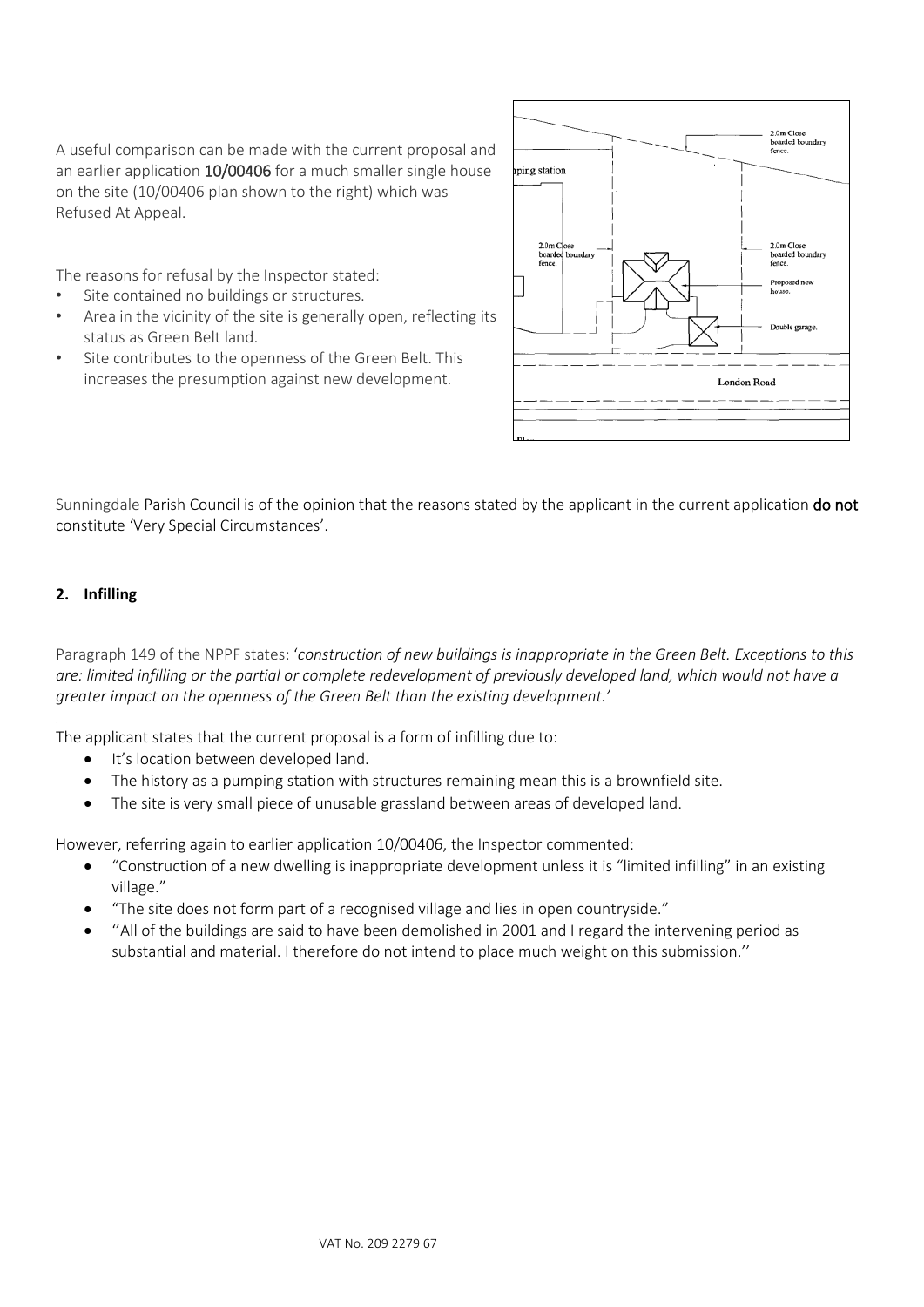A useful comparison can be made with the current proposal and an earlier application **10/00406** for a much smaller single house on the site (10/00406 plan shown to the right) which was Refused At Appeal.

The reasons for refusal by the Inspector stated:

- Site contained no buildings or structures.
- Area in the vicinity of the site is generally open, reflecting its status as Green Belt land.
- Site contributes to the openness of the Green Belt. This increases the presumption against new development.

Sunningdale Parish Council is of the opinion that the reasons stated by the applicant in the current application **do not** constitute 'Very Special Circumstances'.

## 2. Infilling

Paragraph 149 of the NPPF states: '*construction of new buildings is inappropriate in the Green Belt. Exceptions to this are: limited infilling or the partial or complete redevelopment of previously developed land, which would not have a greater impact on the openness of the Green Belt than the existing development.*'

The applicant states that the current proposal is a form of infilling due to:

- It's location between developed land.
- The history as a pumping station with structures remaining mean this is a brownfield site.
- The site is very small piece of unusable grassland between areas of developed land.

However, referring again to earlier application 10/00406, the Inspector commented:

- "Construction of a new dwelling is inappropriate development unless it is "limited infilling" in an existing village."
- "The site does not form part of a recognised village and lies in open countryside."
- ''All of the buildings are said to have been demolished in 2001 and I regard the intervening period as substantial and material. I therefore do not intend to place much weight on this submission.''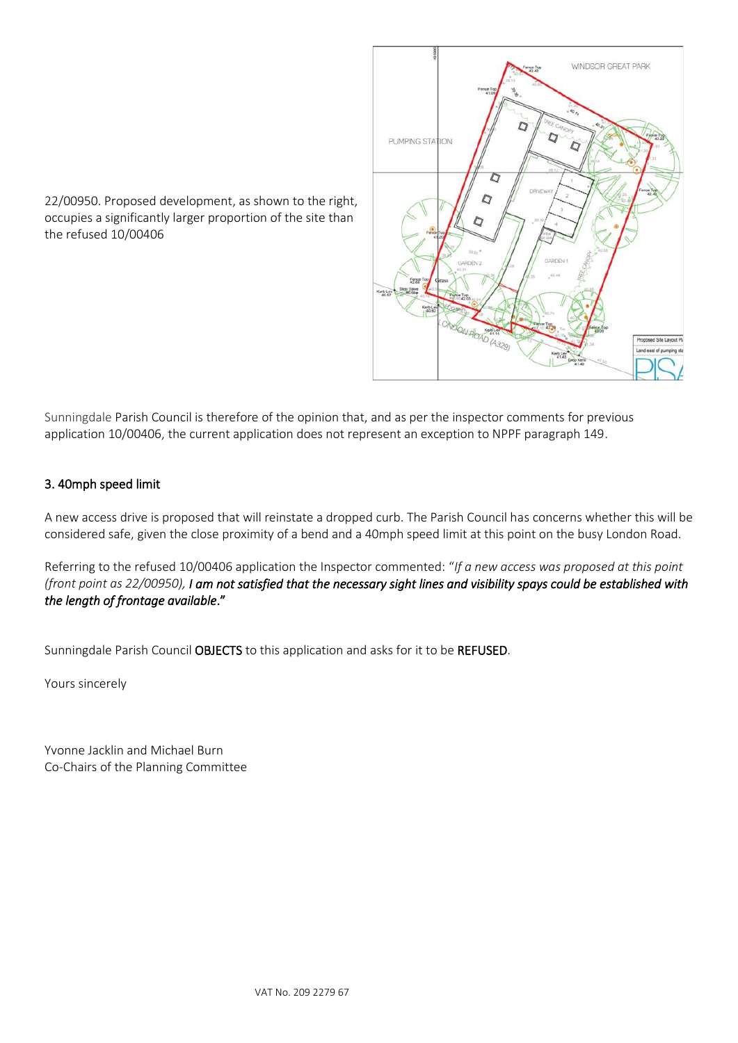22/00950. Proposed development, as shown to the right, occupies a significantly larger proportion of the site than the refused 10/00406

Sunningdale Parish Council is therefore of the opinion that, and as per the inspector comments for previous application 10/00406, the current application does not represent an exception to NPPF paragraph 149.

### 3. 40mph speed limit

A new access drive is proposed that will reinstate a dropped curb. The Parish Council has concerns whether this will be considered safe, given the close proximity of a bend and a 40mph speed limit at this point on the busy London Road.

Referring to the refused 10/00406 application the Inspector commented: "*If a new access was proposed at this point (front point as 22/00950),* ***I am not satisfied that the necessary sight lines and visibility spays could be established with the length of frontage available***."

Sunningdale Parish Council **OBJECTS** to this application and asks for it to be **REFUSED**.

Yours sincerely

Yvonne Jacklin and Michael Burn
Co-Chairs of the Planning Committee